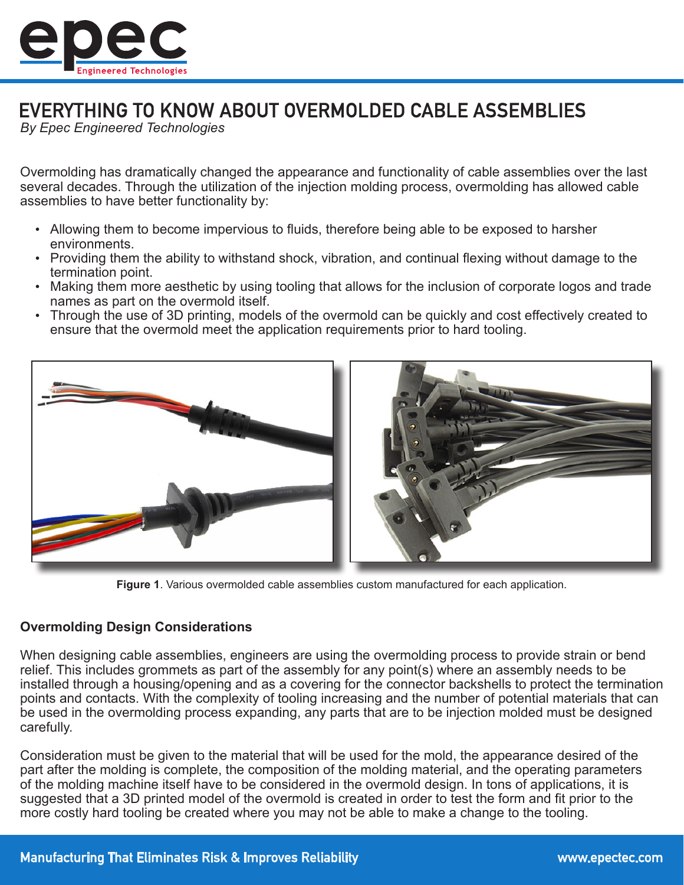# EVERYTHING TO KNOW ABOUT OVERMOLDED CABLE ASSEMBLIES

*By Epec Engineered Technologies*

Overmolding has dramatically changed the appearance and functionality of cable assemblies over the last several decades. Through the utilization of the injection molding process, overmolding has allowed cable assemblies to have better functionality by:

- Allowing them to become impervious to fluids, therefore being able to be exposed to harsher environments.
- Providing them the ability to withstand shock, vibration, and continual flexing without damage to the termination point.
- Making them more aesthetic by using tooling that allows for the inclusion of corporate logos and trade names as part on the overmold itself.
- Through the use of 3D printing, models of the overmold can be quickly and cost effectively created to ensure that the overmold meet the application requirements prior to hard tooling.

**Figure 1**. Various overmolded cable assemblies custom manufactured for each application.

### Overmolding Design Considerations

When designing cable assemblies, engineers are using the overmolding process to provide strain or bend relief. This includes grommets as part of the assembly for any point(s) where an assembly needs to be installed through a housing/opening and as a covering for the connector backshells to protect the termination points and contacts. With the complexity of tooling increasing and the number of potential materials that can be used in the overmolding process expanding, any parts that are to be injection molded must be designed carefully.

Consideration must be given to the material that will be used for the mold, the appearance desired of the part after the molding is complete, the composition of the molding material, and the operating parameters of the molding machine itself have to be considered in the overmold design. In tons of applications, it is suggested that a 3D printed model of the overmold is created in order to test the form and fit prior to the more costly hard tooling be created where you may not be able to make a change to the tooling.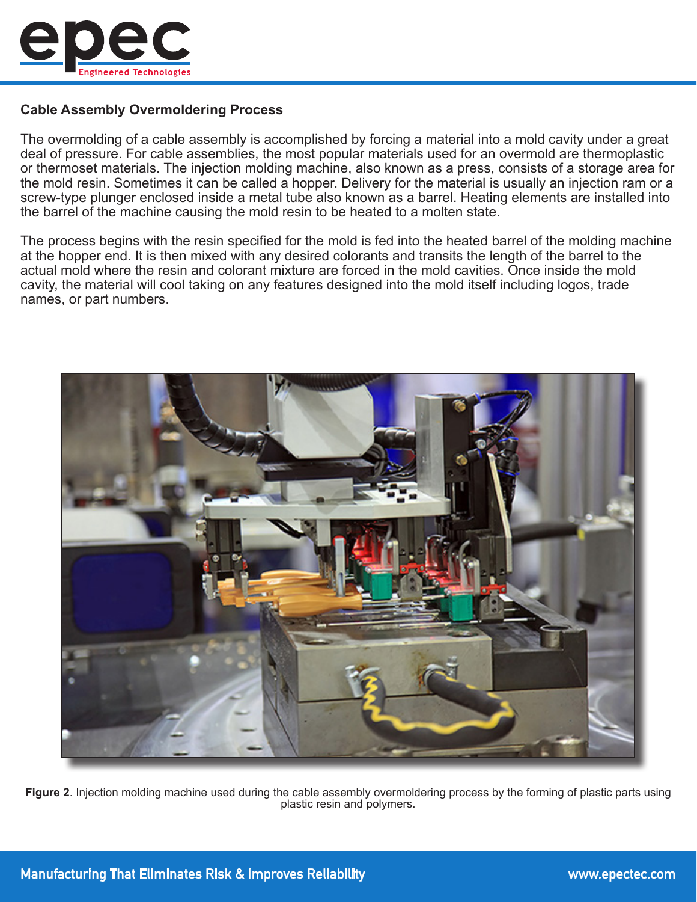### Cable Assembly Overmoldering Process

The overmolding of a cable assembly is accomplished by forcing a material into a mold cavity under a great deal of pressure. For cable assemblies, the most popular materials used for an overmold are thermoplastic or thermoset materials. The injection molding machine, also known as a press, consists of a storage area for the mold resin. Sometimes it can be called a hopper. Delivery for the material is usually an injection ram or a screw-type plunger enclosed inside a metal tube also known as a barrel. Heating elements are installed into the barrel of the machine causing the mold resin to be heated to a molten state.

The process begins with the resin specified for the mold is fed into the heated barrel of the molding machine at the hopper end. It is then mixed with any desired colorants and transits the length of the barrel to the actual mold where the resin and colorant mixture are forced in the mold cavities. Once inside the mold cavity, the material will cool taking on any features designed into the mold itself including logos, trade names, or part numbers.

**Figure 2**. Injection molding machine used during the cable assembly overmoldering process by the forming of plastic parts using plastic resin and polymers.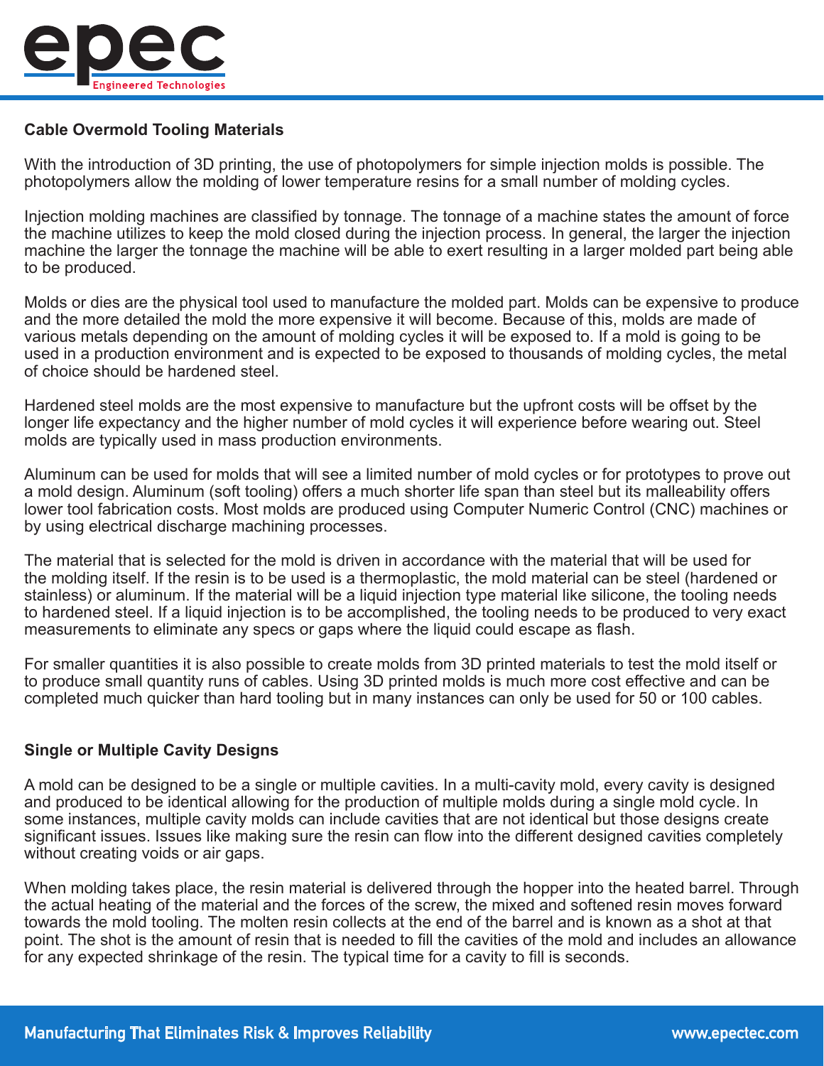## Cable Overmold Tooling Materials

With the introduction of 3D printing, the use of photopolymers for simple injection molds is possible. The photopolymers allow the molding of lower temperature resins for a small number of molding cycles.

Injection molding machines are classified by tonnage. The tonnage of a machine states the amount of force the machine utilizes to keep the mold closed during the injection process. In general, the larger the injection machine the larger the tonnage the machine will be able to exert resulting in a larger molded part being able to be produced.

Molds or dies are the physical tool used to manufacture the molded part. Molds can be expensive to produce and the more detailed the mold the more expensive it will become. Because of this, molds are made of various metals depending on the amount of molding cycles it will be exposed to. If a mold is going to be used in a production environment and is expected to be exposed to thousands of molding cycles, the metal of choice should be hardened steel.

Hardened steel molds are the most expensive to manufacture but the upfront costs will be offset by the longer life expectancy and the higher number of mold cycles it will experience before wearing out. Steel molds are typically used in mass production environments.

Aluminum can be used for molds that will see a limited number of mold cycles or for prototypes to prove out a mold design. Aluminum (soft tooling) offers a much shorter life span than steel but its malleability offers lower tool fabrication costs. Most molds are produced using Computer Numeric Control (CNC) machines or by using electrical discharge machining processes.

The material that is selected for the mold is driven in accordance with the material that will be used for the molding itself. If the resin is to be used is a thermoplastic, the mold material can be steel (hardened or stainless) or aluminum. If the material will be a liquid injection type material like silicone, the tooling needs to hardened steel. If a liquid injection is to be accomplished, the tooling needs to be produced to very exact measurements to eliminate any specs or gaps where the liquid could escape as flash.

For smaller quantities it is also possible to create molds from 3D printed materials to test the mold itself or to produce small quantity runs of cables. Using 3D printed molds is much more cost effective and can be completed much quicker than hard tooling but in many instances can only be used for 50 or 100 cables.

## Single or Multiple Cavity Designs

A mold can be designed to be a single or multiple cavities. In a multi-cavity mold, every cavity is designed and produced to be identical allowing for the production of multiple molds during a single mold cycle. In some instances, multiple cavity molds can include cavities that are not identical but those designs create significant issues. Issues like making sure the resin can flow into the different designed cavities completely without creating voids or air gaps.

When molding takes place, the resin material is delivered through the hopper into the heated barrel. Through the actual heating of the material and the forces of the screw, the mixed and softened resin moves forward towards the mold tooling. The molten resin collects at the end of the barrel and is known as a shot at that point. The shot is the amount of resin that is needed to fill the cavities of the mold and includes an allowance for any expected shrinkage of the resin. The typical time for a cavity to fill is seconds.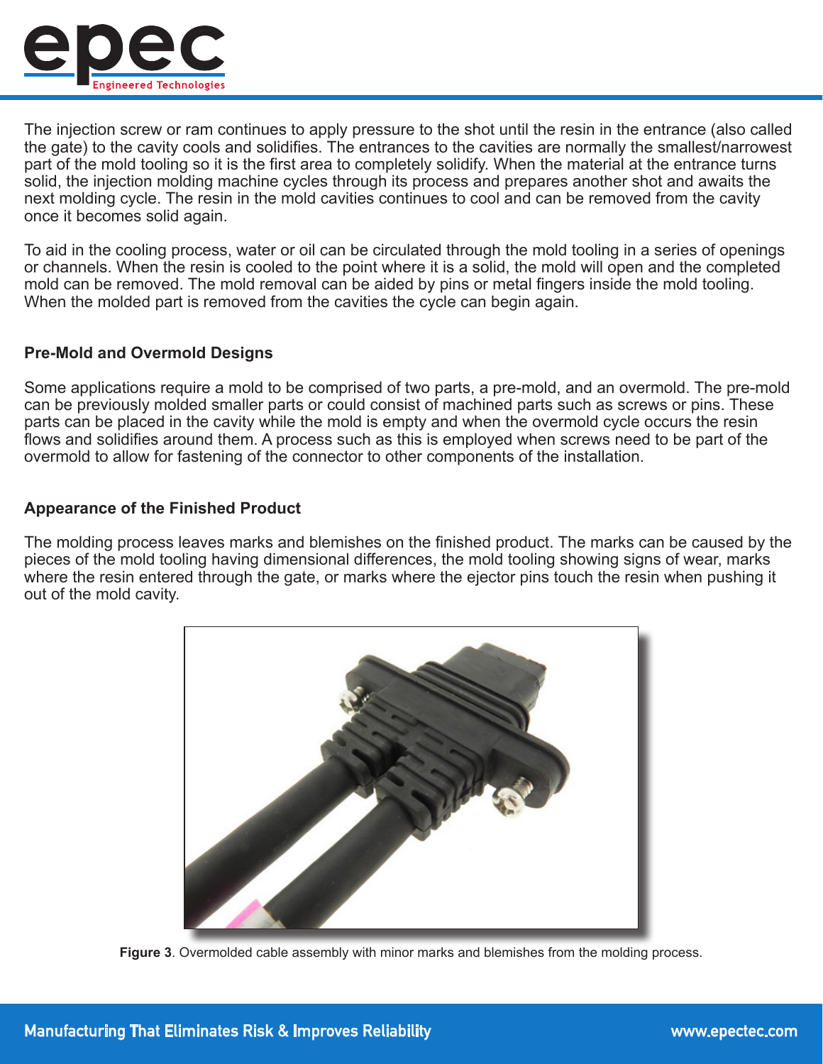The injection screw or ram continues to apply pressure to the shot until the resin in the entrance (also called the gate) to the cavity cools and solidifies. The entrances to the cavities are normally the smallest/narrowest part of the mold tooling so it is the first area to completely solidify. When the material at the entrance turns solid, the injection molding machine cycles through its process and prepares another shot and awaits the next molding cycle. The resin in the mold cavities continues to cool and can be removed from the cavity once it becomes solid again.

To aid in the cooling process, water or oil can be circulated through the mold tooling in a series of openings or channels. When the resin is cooled to the point where it is a solid, the mold will open and the completed mold can be removed. The mold removal can be aided by pins or metal fingers inside the mold tooling. When the molded part is removed from the cavities the cycle can begin again.

### Pre-Mold and Overmold Designs

Some applications require a mold to be comprised of two parts, a pre-mold, and an overmold. The pre-mold can be previously molded smaller parts or could consist of machined parts such as screws or pins. These parts can be placed in the cavity while the mold is empty and when the overmold cycle occurs the resin flows and solidifies around them. A process such as this is employed when screws need to be part of the overmold to allow for fastening of the connector to other components of the installation.

### Appearance of the Finished Product

The molding process leaves marks and blemishes on the finished product. The marks can be caused by the pieces of the mold tooling having dimensional differences, the mold tooling showing signs of wear, marks where the resin entered through the gate, or marks where the ejector pins touch the resin when pushing it out of the mold cavity.

**Figure 3**. Overmolded cable assembly with minor marks and blemishes from the molding process.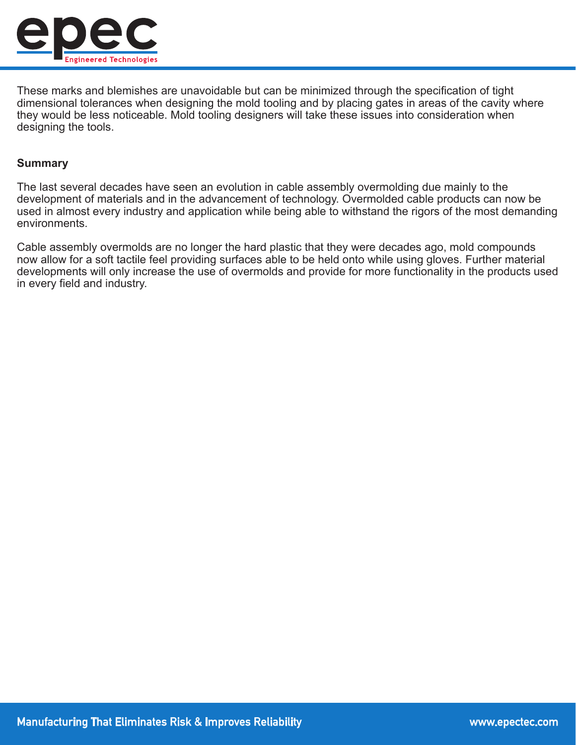These marks and blemishes are unavoidable but can be minimized through the specification of tight dimensional tolerances when designing the mold tooling and by placing gates in areas of the cavity where they would be less noticeable. Mold tooling designers will take these issues into consideration when designing the tools.

## Summary

The last several decades have seen an evolution in cable assembly overmolding due mainly to the development of materials and in the advancement of technology. Overmolded cable products can now be used in almost every industry and application while being able to withstand the rigors of the most demanding environments.

Cable assembly overmolds are no longer the hard plastic that they were decades ago, mold compounds now allow for a soft tactile feel providing surfaces able to be held onto while using gloves. Further material developments will only increase the use of overmolds and provide for more functionality in the products used in every field and industry.